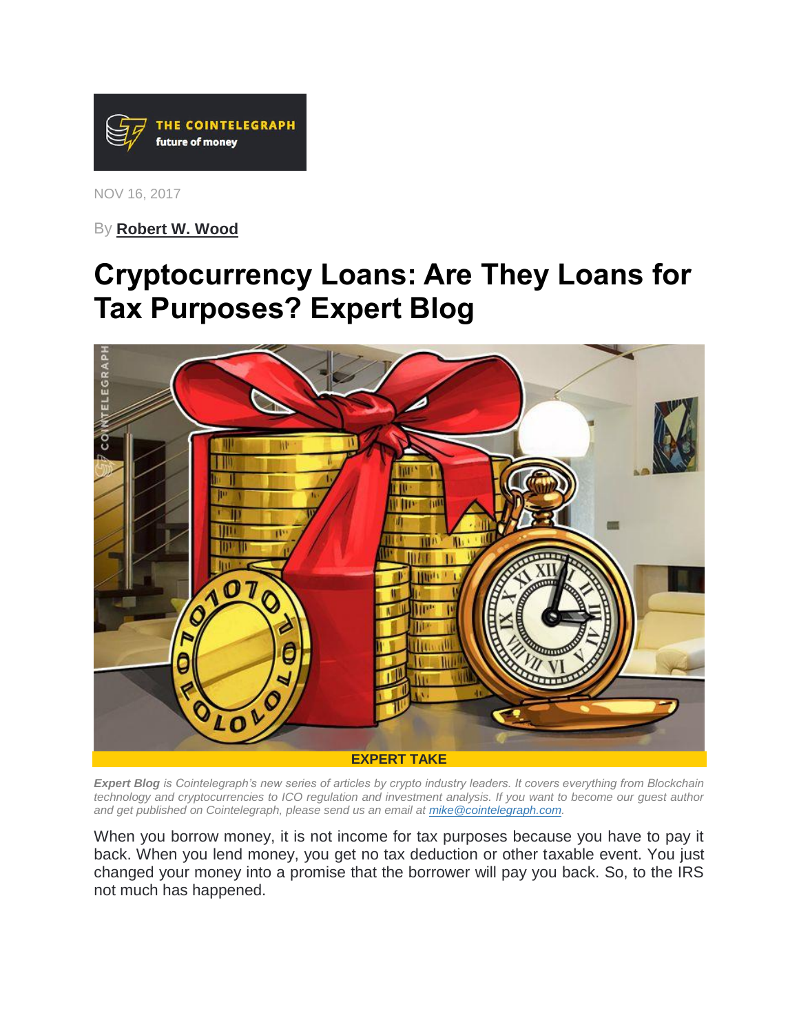THE COINTELEGRAPH
future of money

NOV 16, 2017

By **Robert W. Wood**

# Cryptocurrency Loans: Are They Loans for Tax Purposes? Expert Blog

**EXPERT TAKE**

***Expert Blog*** *is Cointelegraph's new series of articles by crypto industry leaders. It covers everything from Blockchain technology and cryptocurrencies to ICO regulation and investment analysis. If you want to become our guest author and get published on Cointelegraph, please send us an email at [mike@cointelegraph.com](mailto:mike@cointelegraph.com).*

When you borrow money, it is not income for tax purposes because you have to pay it back. When you lend money, you get no tax deduction or other taxable event. You just changed your money into a promise that the borrower will pay you back. So, to the IRS not much has happened.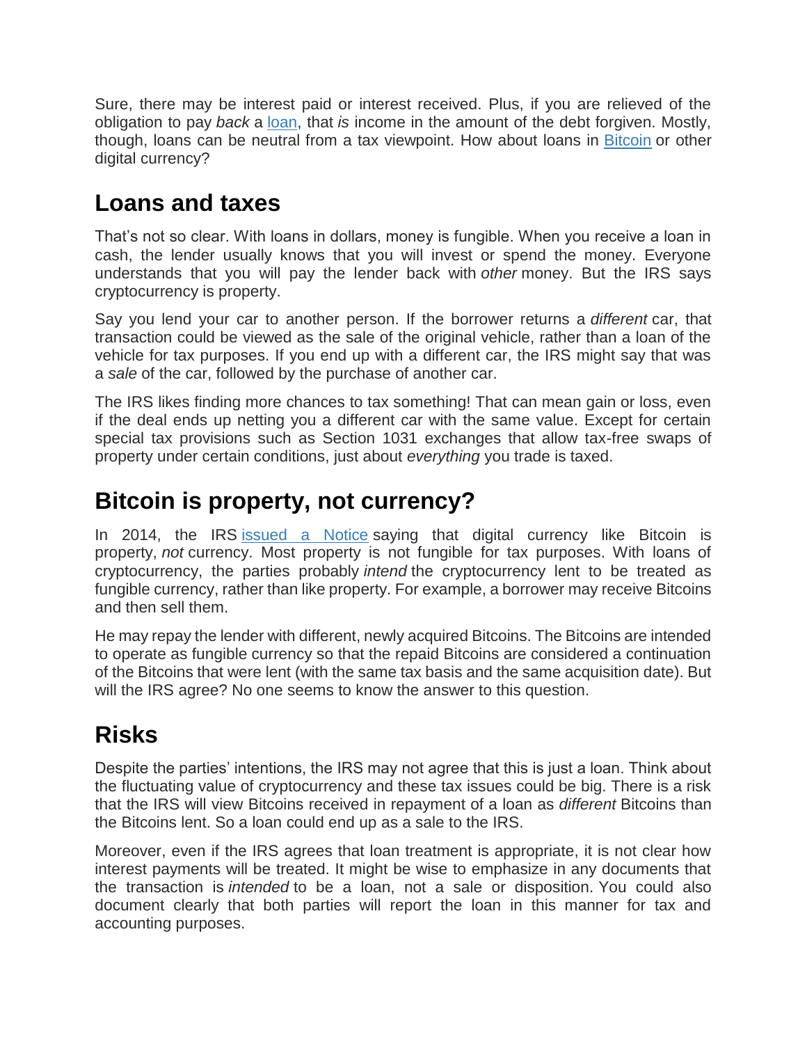Sure, there may be interest paid or interest received. Plus, if you are relieved of the obligation to pay *back* a [loan](), that *is* income in the amount of the debt forgiven. Mostly, though, loans can be neutral from a tax viewpoint. How about loans in [Bitcoin]() or other digital currency?

## Loans and taxes

That's not so clear. With loans in dollars, money is fungible. When you receive a loan in cash, the lender usually knows that you will invest or spend the money. Everyone understands that you will pay the lender back with *other* money. But the IRS says cryptocurrency is property.

Say you lend your car to another person. If the borrower returns a *different* car, that transaction could be viewed as the sale of the original vehicle, rather than a loan of the vehicle for tax purposes. If you end up with a different car, the IRS might say that was a *sale* of the car, followed by the purchase of another car.

The IRS likes finding more chances to tax something! That can mean gain or loss, even if the deal ends up netting you a different car with the same value. Except for certain special tax provisions such as Section 1031 exchanges that allow tax-free swaps of property under certain conditions, just about *everything* you trade is taxed.

## Bitcoin is property, not currency?

In 2014, the IRS [issued a Notice]() saying that digital currency like Bitcoin is property, *not* currency. Most property is not fungible for tax purposes. With loans of cryptocurrency, the parties probably *intend* the cryptocurrency lent to be treated as fungible currency, rather than like property. For example, a borrower may receive Bitcoins and then sell them.

He may repay the lender with different, newly acquired Bitcoins. The Bitcoins are intended to operate as fungible currency so that the repaid Bitcoins are considered a continuation of the Bitcoins that were lent (with the same tax basis and the same acquisition date). But will the IRS agree? No one seems to know the answer to this question.

## Risks

Despite the parties' intentions, the IRS may not agree that this is just a loan. Think about the fluctuating value of cryptocurrency and these tax issues could be big. There is a risk that the IRS will view Bitcoins received in repayment of a loan as *different* Bitcoins than the Bitcoins lent. So a loan could end up as a sale to the IRS.

Moreover, even if the IRS agrees that loan treatment is appropriate, it is not clear how interest payments will be treated. It might be wise to emphasize in any documents that the transaction is *intended* to be a loan, not a sale or disposition. You could also document clearly that both parties will report the loan in this manner for tax and accounting purposes.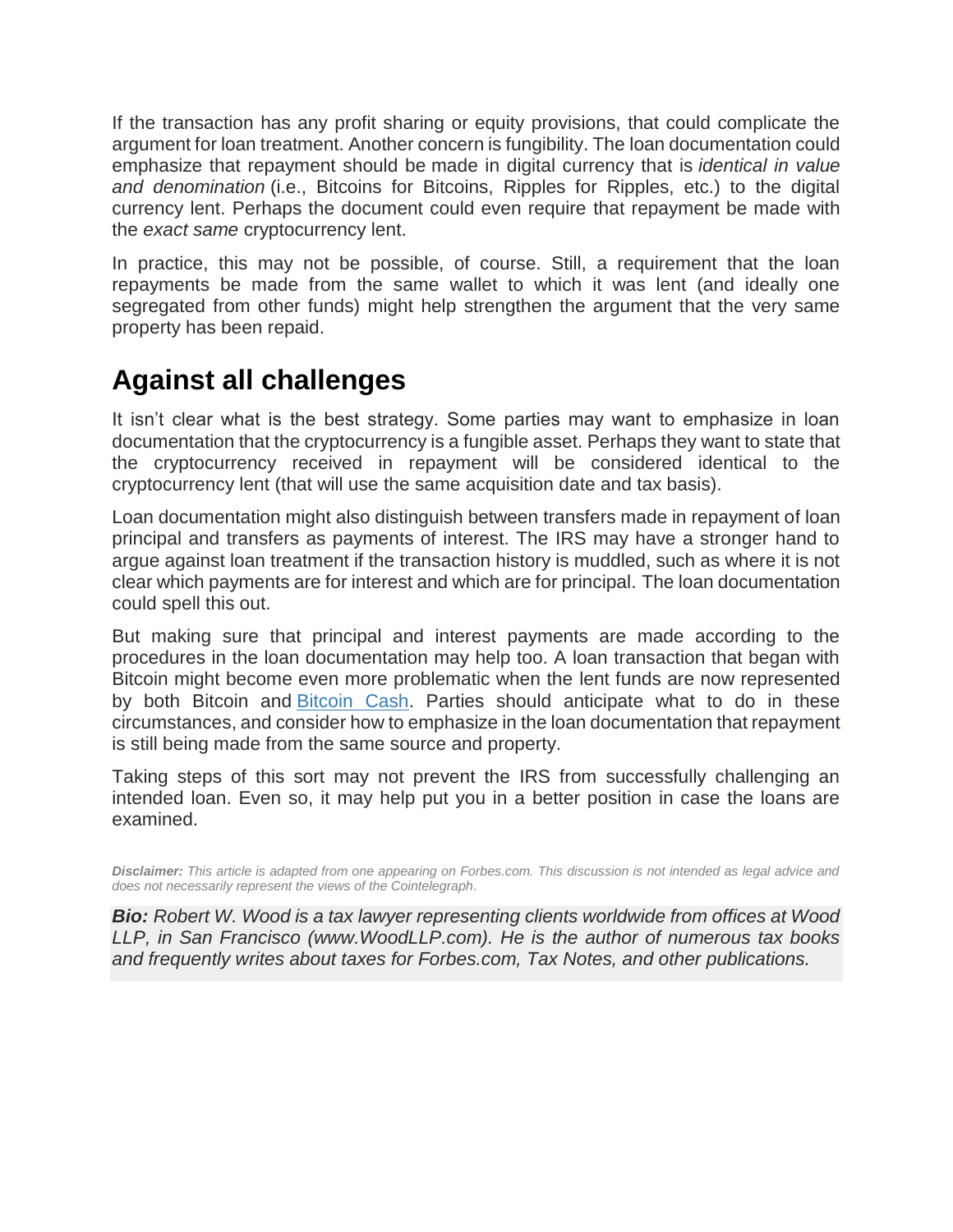If the transaction has any profit sharing or equity provisions, that could complicate the argument for loan treatment. Another concern is fungibility. The loan documentation could emphasize that repayment should be made in digital currency that is *identical in value and denomination* (i.e., Bitcoins for Bitcoins, Ripples for Ripples, etc.) to the digital currency lent. Perhaps the document could even require that repayment be made with the *exact same* cryptocurrency lent.

In practice, this may not be possible, of course. Still, a requirement that the loan repayments be made from the same wallet to which it was lent (and ideally one segregated from other funds) might help strengthen the argument that the very same property has been repaid.

## Against all challenges

It isn't clear what is the best strategy. Some parties may want to emphasize in loan documentation that the cryptocurrency is a fungible asset. Perhaps they want to state that the cryptocurrency received in repayment will be considered identical to the cryptocurrency lent (that will use the same acquisition date and tax basis).

Loan documentation might also distinguish between transfers made in repayment of loan principal and transfers as payments of interest. The IRS may have a stronger hand to argue against loan treatment if the transaction history is muddled, such as where it is not clear which payments are for interest and which are for principal. The loan documentation could spell this out.

But making sure that principal and interest payments are made according to the procedures in the loan documentation may help too. A loan transaction that began with Bitcoin might become even more problematic when the lent funds are now represented by both Bitcoin and Bitcoin Cash. Parties should anticipate what to do in these circumstances, and consider how to emphasize in the loan documentation that repayment is still being made from the same source and property.

Taking steps of this sort may not prevent the IRS from successfully challenging an intended loan. Even so, it may help put you in a better position in case the loans are examined.

***Disclaimer:*** *This article is adapted from one appearing on Forbes.com. This discussion is not intended as legal advice and does not necessarily represent the views of the Cointelegraph.*

***Bio:*** *Robert W. Wood is a tax lawyer representing clients worldwide from offices at Wood LLP, in San Francisco (www.WoodLLP.com). He is the author of numerous tax books and frequently writes about taxes for Forbes.com, Tax Notes, and other publications.*